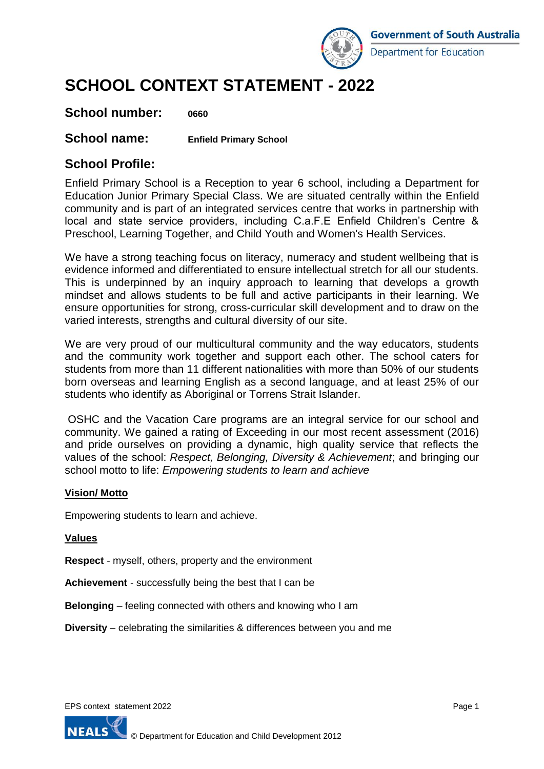# SCHOOL CONTEXT STATEMENT - 2022

**School number:** **0660**

**School name:** **Enfield Primary School**

## School Profile:

Enfield Primary School is a Reception to year 6 school, including a Department for Education Junior Primary Special Class. We are situated centrally within the Enfield community and is part of an integrated services centre that works in partnership with local and state service providers, including C.a.F.E Enfield Children's Centre & Preschool, Learning Together, and Child Youth and Women's Health Services.

We have a strong teaching focus on literacy, numeracy and student wellbeing that is evidence informed and differentiated to ensure intellectual stretch for all our students. This is underpinned by an inquiry approach to learning that develops a growth mindset and allows students to be full and active participants in their learning. We ensure opportunities for strong, cross-curricular skill development and to draw on the varied interests, strengths and cultural diversity of our site.

We are very proud of our multicultural community and the way educators, students and the community work together and support each other. The school caters for students from more than 11 different nationalities with more than 50% of our students born overseas and learning English as a second language, and at least 25% of our students who identify as Aboriginal or Torrens Strait Islander.

OSHC and the Vacation Care programs are an integral service for our school and community. We gained a rating of Exceeding in our most recent assessment (2016) and pride ourselves on providing a dynamic, high quality service that reflects the values of the school: *Respect, Belonging, Diversity & Achievement*; and bringing our school motto to life: *Empowering students to learn and achieve*

**Vision/ Motto**

Empowering students to learn and achieve.

**Values**

**Respect** - myself, others, property and the environment

**Achievement** - successfully being the best that I can be

**Belonging** – feeling connected with others and knowing who I am

**Diversity** – celebrating the similarities & differences between you and me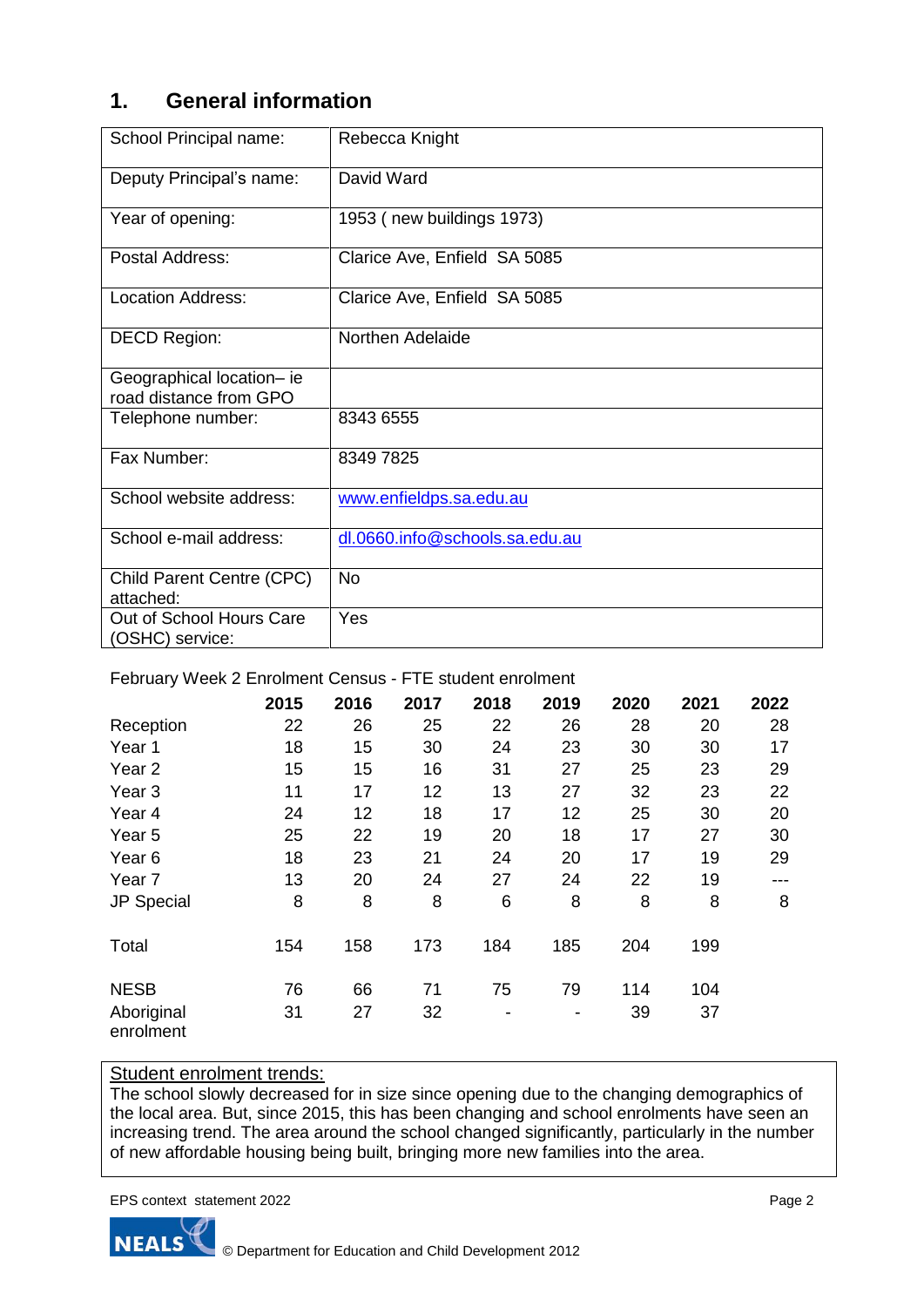## 1. General information

| School Principal name: | Rebecca Knight |
|---|---|
| Deputy Principal's name: | David Ward |
| Year of opening: | 1953 ( new buildings 1973) |
| Postal Address: | Clarice Ave, Enfield SA 5085 |
| Location Address: | Clarice Ave, Enfield SA 5085 |
| DECD Region: | Northen Adelaide |
| Geographical location– ie road distance from GPO | |
| Telephone number: | 8343 6555 |
| Fax Number: | 8349 7825 |
| School website address: | www.enfieldps.sa.edu.au |
| School e-mail address: | dl.0660.info@schools.sa.edu.au |
| Child Parent Centre (CPC) attached: | No |
| Out of School Hours Care (OSHC) service: | Yes |

February Week 2 Enrolment Census - FTE student enrolment

| | 2015 | 2016 | 2017 | 2018 | 2019 | 2020 | 2021 | 2022 |
|---|---|---|---|---|---|---|---|---|
| Reception | 22 | 26 | 25 | 22 | 26 | 28 | 20 | 28 |
| Year 1 | 18 | 15 | 30 | 24 | 23 | 30 | 30 | 17 |
| Year 2 | 15 | 15 | 16 | 31 | 27 | 25 | 23 | 29 |
| Year 3 | 11 | 17 | 12 | 13 | 27 | 32 | 23 | 22 |
| Year 4 | 24 | 12 | 18 | 17 | 12 | 25 | 30 | 20 |
| Year 5 | 25 | 22 | 19 | 20 | 18 | 17 | 27 | 30 |
| Year 6 | 18 | 23 | 21 | 24 | 20 | 17 | 19 | 29 |
| Year 7 | 13 | 20 | 24 | 27 | 24 | 22 | 19 | --- |
| JP Special | 8 | 8 | 8 | 6 | 8 | 8 | 8 | 8 |
| Total | 154 | 158 | 173 | 184 | 185 | 204 | 199 | |
| NESB | 76 | 66 | 71 | 75 | 79 | 114 | 104 | |
| Aboriginal enrolment | 31 | 27 | 32 | - | - | 39 | 37 | |

**Student enrolment trends:**

The school slowly decreased for in size since opening due to the changing demographics of the local area. But, since 2015, this has been changing and school enrolments have seen an increasing trend. The area around the school changed significantly, particularly in the number of new affordable housing being built, bringing more new families into the area.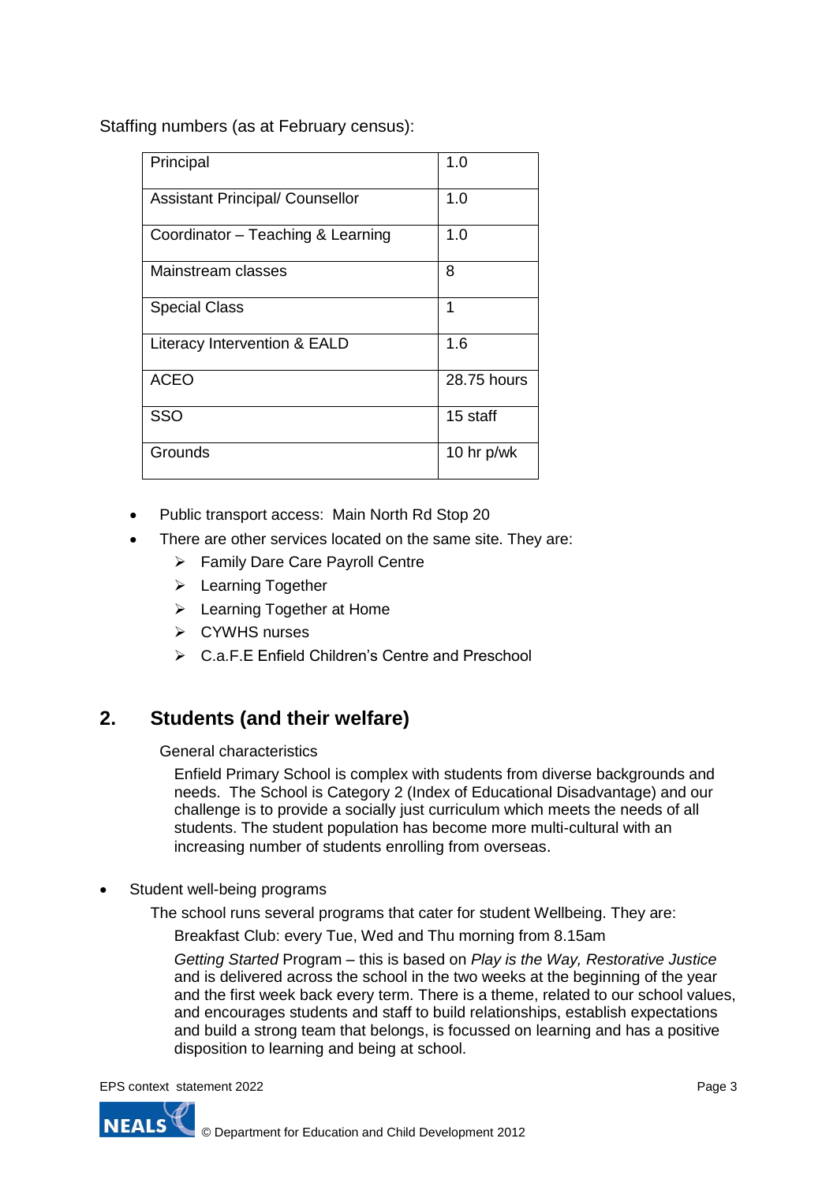Staffing numbers (as at February census):

| | |
|---|---|
| Principal | 1.0 |
| Assistant Principal/ Counsellor | 1.0 |
| Coordinator – Teaching & Learning | 1.0 |
| Mainstream classes | 8 |
| Special Class | 1 |
| Literacy Intervention & EALD | 1.6 |
| ACEO | 28.75 hours |
| SSO | 15 staff |
| Grounds | 10 hr p/wk |

- Public transport access: Main North Rd Stop 20
- There are other services located on the same site. They are:
  - Family Dare Care Payroll Centre
  - Learning Together
  - Learning Together at Home
  - CYWHS nurses
  - C.a.F.E Enfield Children's Centre and Preschool

## 2. Students (and their welfare)

General characteristics

Enfield Primary School is complex with students from diverse backgrounds and needs. The School is Category 2 (Index of Educational Disadvantage) and our challenge is to provide a socially just curriculum which meets the needs of all students. The student population has become more multi-cultural with an increasing number of students enrolling from overseas.

- Student well-being programs

The school runs several programs that cater for student Wellbeing. They are:

Breakfast Club: every Tue, Wed and Thu morning from 8.15am

*Getting Started* Program – this is based on *Play is the Way, Restorative Justice* and is delivered across the school in the two weeks at the beginning of the year and the first week back every term. There is a theme, related to our school values, and encourages students and staff to build relationships, establish expectations and build a strong team that belongs, is focussed on learning and has a positive disposition to learning and being at school.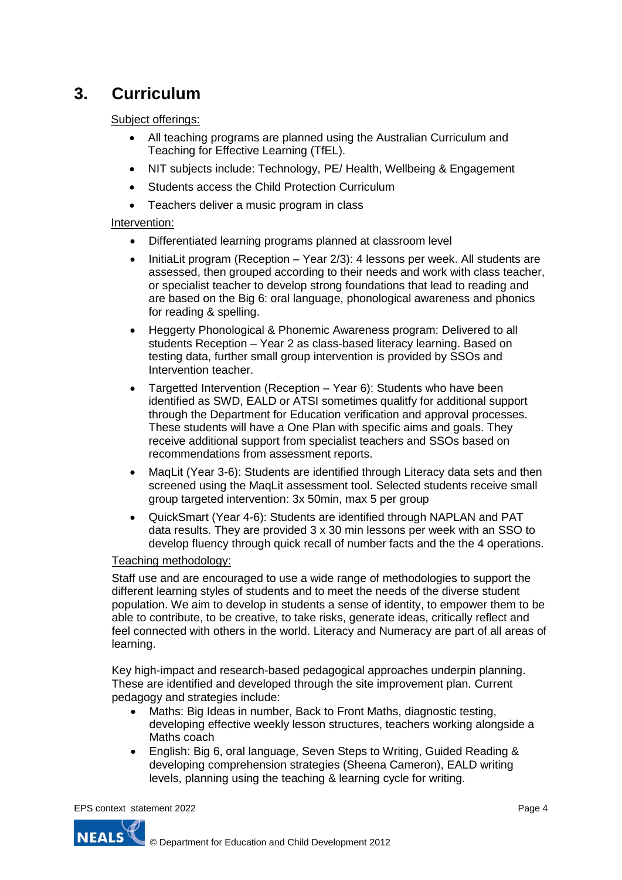## 3. Curriculum

Subject offerings:

- All teaching programs are planned using the Australian Curriculum and Teaching for Effective Learning (TfEL).
- NIT subjects include: Technology, PE/ Health, Wellbeing & Engagement
- Students access the Child Protection Curriculum
- Teachers deliver a music program in class

Intervention:

- Differentiated learning programs planned at classroom level
- InitiaLit program (Reception – Year 2/3): 4 lessons per week. All students are assessed, then grouped according to their needs and work with class teacher, or specialist teacher to develop strong foundations that lead to reading and are based on the Big 6: oral language, phonological awareness and phonics for reading & spelling.
- Heggerty Phonological & Phonemic Awareness program: Delivered to all students Reception – Year 2 as class-based literacy learning. Based on testing data, further small group intervention is provided by SSOs and Intervention teacher.
- Targetted Intervention (Reception – Year 6): Students who have been identified as SWD, EALD or ATSI sometimes qualitfy for additional support through the Department for Education verification and approval processes. These students will have a One Plan with specific aims and goals. They receive additional support from specialist teachers and SSOs based on recommendations from assessment reports.
- MaqLit (Year 3-6): Students are identified through Literacy data sets and then screened using the MaqLit assessment tool. Selected students receive small group targeted intervention: 3x 50min, max 5 per group
- QuickSmart (Year 4-6): Students are identified through NAPLAN and PAT data results. They are provided 3 x 30 min lessons per week with an SSO to develop fluency through quick recall of number facts and the the 4 operations.

Teaching methodology:

Staff use and are encouraged to use a wide range of methodologies to support the different learning styles of students and to meet the needs of the diverse student population. We aim to develop in students a sense of identity, to empower them to be able to contribute, to be creative, to take risks, generate ideas, critically reflect and feel connected with others in the world. Literacy and Numeracy are part of all areas of learning.

Key high-impact and research-based pedagogical approaches underpin planning. These are identified and developed through the site improvement plan. Current pedagogy and strategies include:

- Maths: Big Ideas in number, Back to Front Maths, diagnostic testing, developing effective weekly lesson structures, teachers working alongside a Maths coach
- English: Big 6, oral language, Seven Steps to Writing, Guided Reading & developing comprehension strategies (Sheena Cameron), EALD writing levels, planning using the teaching & learning cycle for writing.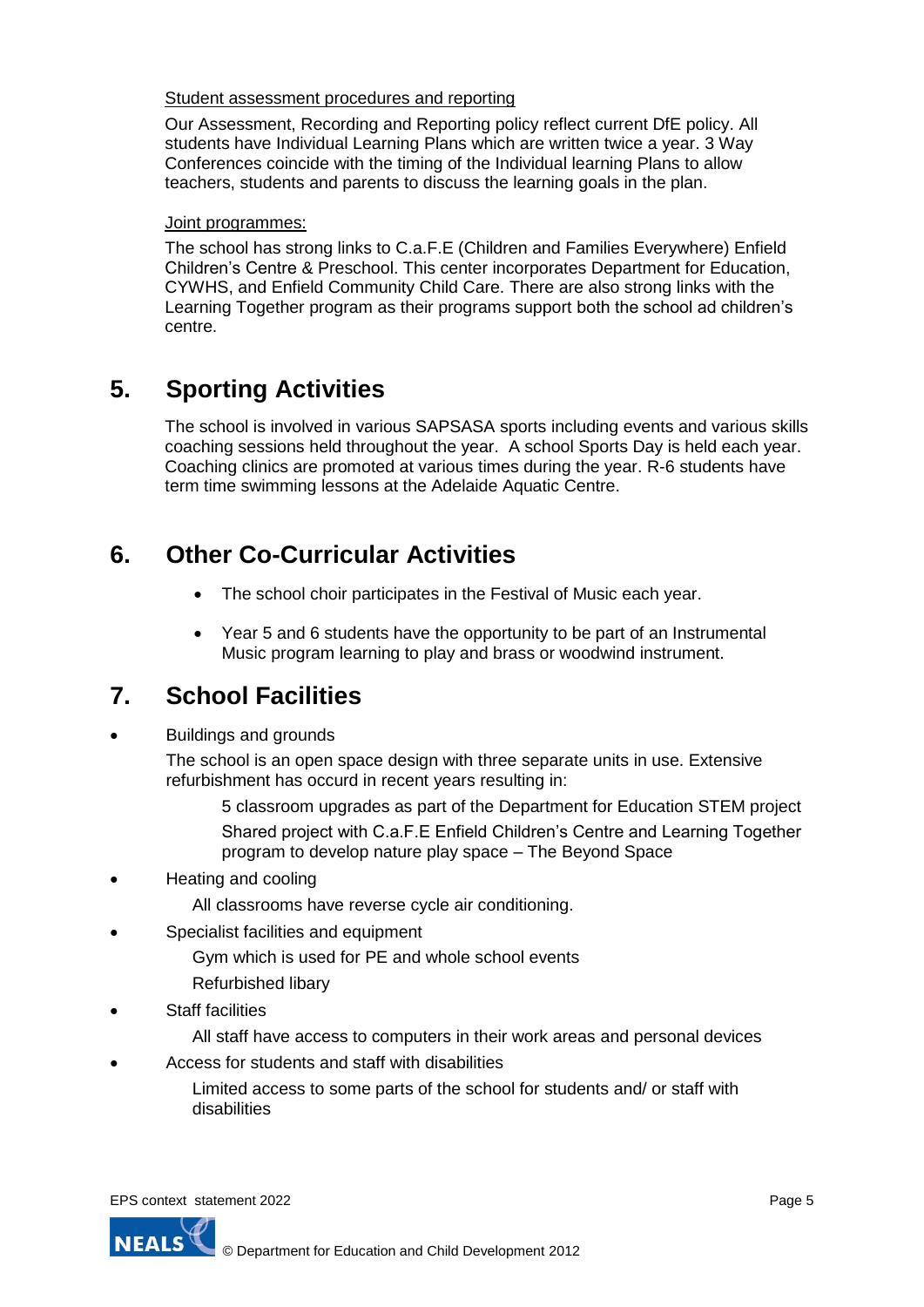Student assessment procedures and reporting

Our Assessment, Recording and Reporting policy reflect current DfE policy. All students have Individual Learning Plans which are written twice a year. 3 Way Conferences coincide with the timing of the Individual learning Plans to allow teachers, students and parents to discuss the learning goals in the plan.

Joint programmes:

The school has strong links to C.a.F.E (Children and Families Everywhere) Enfield Children's Centre & Preschool. This center incorporates Department for Education, CYWHS, and Enfield Community Child Care. There are also strong links with the Learning Together program as their programs support both the school ad children's centre.

## 5. Sporting Activities

The school is involved in various SAPSASA sports including events and various skills coaching sessions held throughout the year. A school Sports Day is held each year. Coaching clinics are promoted at various times during the year. R-6 students have term time swimming lessons at the Adelaide Aquatic Centre.

## 6. Other Co-Curricular Activities

- The school choir participates in the Festival of Music each year.
- Year 5 and 6 students have the opportunity to be part of an Instrumental Music program learning to play and brass or woodwind instrument.

## 7. School Facilities

- Buildings and grounds

  The school is an open space design with three separate units in use. Extensive refurbishment has occurd in recent years resulting in:

  5 classroom upgrades as part of the Department for Education STEM project

  Shared project with C.a.F.E Enfield Children's Centre and Learning Together program to develop nature play space – The Beyond Space

- Heating and cooling

  All classrooms have reverse cycle air conditioning.

- Specialist facilities and equipment

  Gym which is used for PE and whole school events

  Refurbished libary

- Staff facilities

  All staff have access to computers in their work areas and personal devices

- Access for students and staff with disabilities

  Limited access to some parts of the school for students and/ or staff with disabilities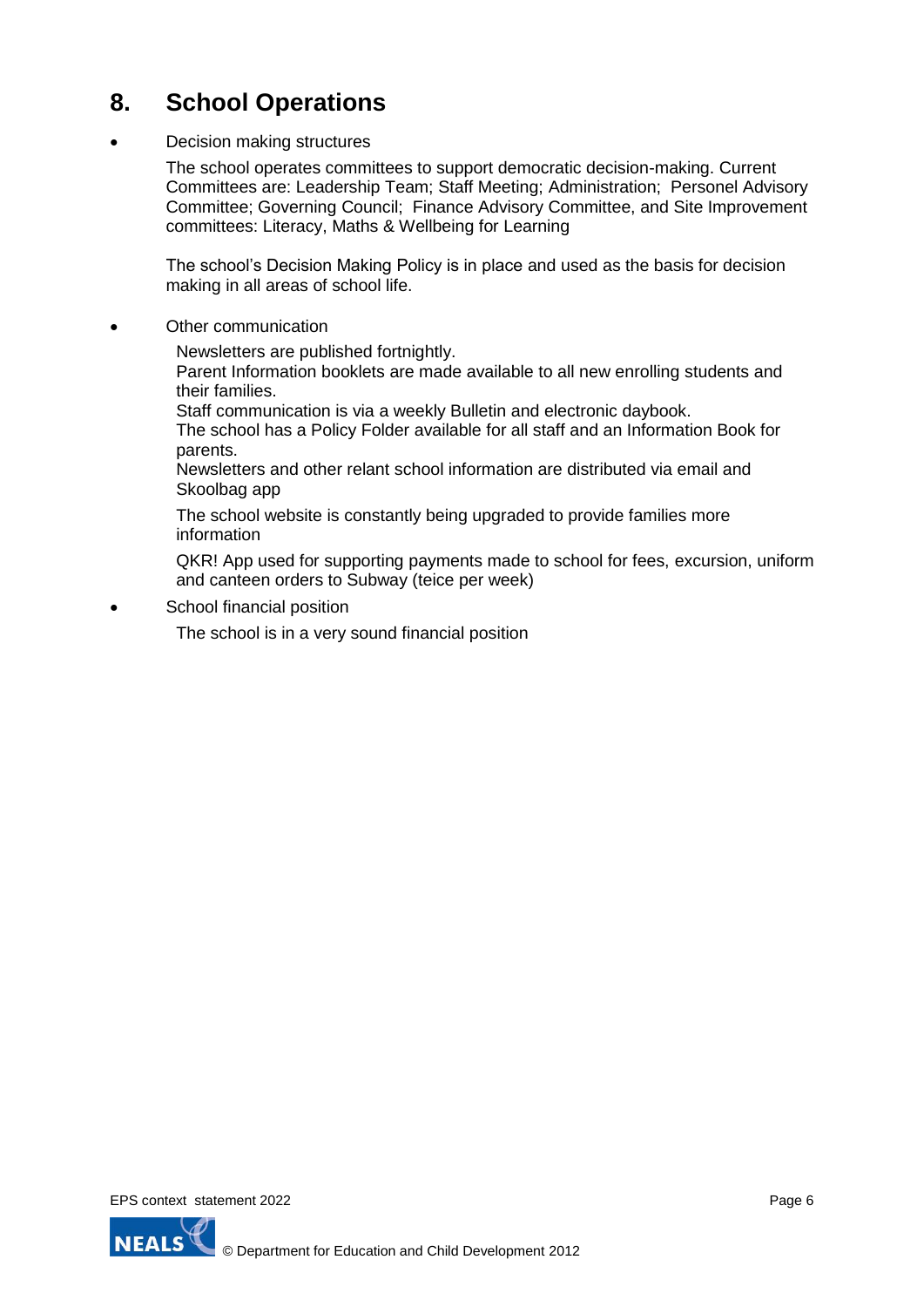## 8. School Operations

- Decision making structures

  The school operates committees to support democratic decision-making. Current Committees are: Leadership Team; Staff Meeting; Administration; Personel Advisory Committee; Governing Council; Finance Advisory Committee, and Site Improvement committees: Literacy, Maths & Wellbeing for Learning

  The school's Decision Making Policy is in place and used as the basis for decision making in all areas of school life.

- Other communication

  Newsletters are published fortnightly.
  Parent Information booklets are made available to all new enrolling students and their families.
  Staff communication is via a weekly Bulletin and electronic daybook.
  The school has a Policy Folder available for all staff and an Information Book for parents.
  Newsletters and other relant school information are distributed via email and Skoolbag app

  The school website is constantly being upgraded to provide families more information

  QKR! App used for supporting payments made to school for fees, excursion, uniform and canteen orders to Subway (teice per week)

- School financial position

  The school is in a very sound financial position